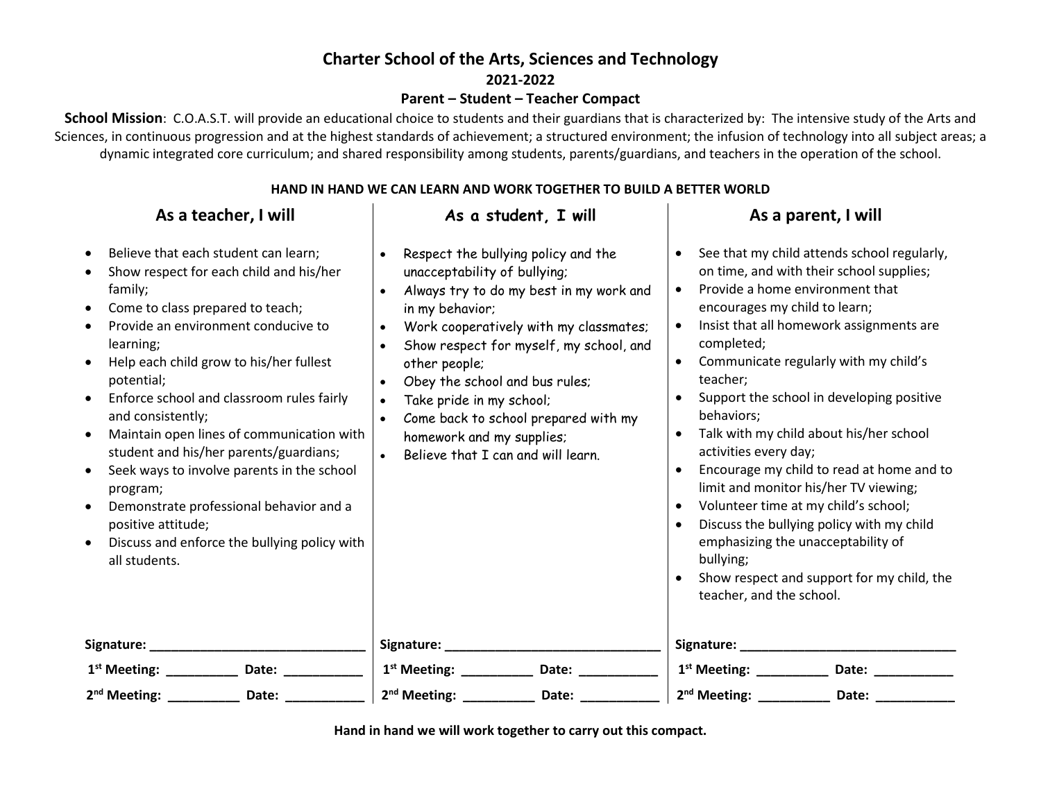# Charter School of the Arts, Sciences and Technology

## 2021-2022

## Parent – Student – Teacher Compact

**School Mission**: C.O.A.S.T. will provide an educational choice to students and their guardians that is characterized by: The intensive study of the Arts and Sciences, in continuous progression and at the highest standards of achievement; a structured environment; the infusion of technology into all subject areas; a dynamic integrated core curriculum; and shared responsibility among students, parents/guardians, and teachers in the operation of the school.

**HAND IN HAND WE CAN LEARN AND WORK TOGETHER TO BUILD A BETTER WORLD**

### As a teacher, I will

- Believe that each student can learn;
- Show respect for each child and his/her family;
- Come to class prepared to teach;
- Provide an environment conducive to learning;
- Help each child grow to his/her fullest potential;
- Enforce school and classroom rules fairly and consistently;
- Maintain open lines of communication with student and his/her parents/guardians;
- Seek ways to involve parents in the school program;
- Demonstrate professional behavior and a positive attitude;
- Discuss and enforce the bullying policy with all students.

**Signature:** ______________________________

**1st Meeting:** __________ **Date:** ___________

**2nd Meeting:** __________ **Date:** ___________

### As a student, I will

- Respect the bullying policy and the unacceptability of bullying;
- Always try to do my best in my work and in my behavior;
- Work cooperatively with my classmates;
- Show respect for myself, my school, and other people;
- Obey the school and bus rules;
- Take pride in my school;
- Come back to school prepared with my homework and my supplies;
- Believe that I can and will learn.

**Signature:** ______________________________

**1st Meeting:** __________ **Date:** ___________

**2nd Meeting:** __________ **Date:** ___________

### As a parent, I will

- See that my child attends school regularly, on time, and with their school supplies;
- Provide a home environment that encourages my child to learn;
- Insist that all homework assignments are completed;
- Communicate regularly with my child's teacher;
- Support the school in developing positive behaviors;
- Talk with my child about his/her school activities every day;
- Encourage my child to read at home and to limit and monitor his/her TV viewing;
- Volunteer time at my child's school;
- Discuss the bullying policy with my child emphasizing the unacceptability of bullying;
- Show respect and support for my child, the teacher, and the school.

**Signature:** ______________________________

**1st Meeting:** __________ **Date:** ___________

**2nd Meeting:** __________ **Date:** ___________

**Hand in hand we will work together to carry out this compact.**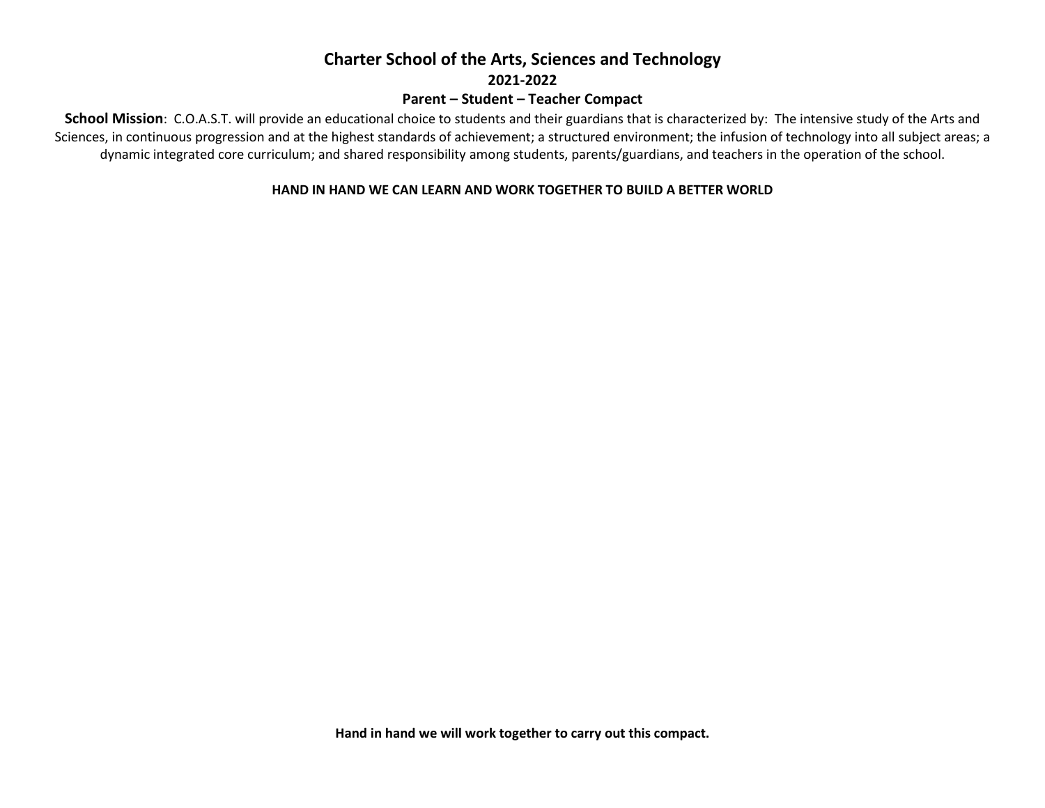# Charter School of the Arts, Sciences and Technology

**2021-2022**

**Parent – Student – Teacher Compact**

**School Mission**: C.O.A.S.T. will provide an educational choice to students and their guardians that is characterized by: The intensive study of the Arts and Sciences, in continuous progression and at the highest standards of achievement; a structured environment; the infusion of technology into all subject areas; a dynamic integrated core curriculum; and shared responsibility among students, parents/guardians, and teachers in the operation of the school.

**HAND IN HAND WE CAN LEARN AND WORK TOGETHER TO BUILD A BETTER WORLD**

**Hand in hand we will work together to carry out this compact.**